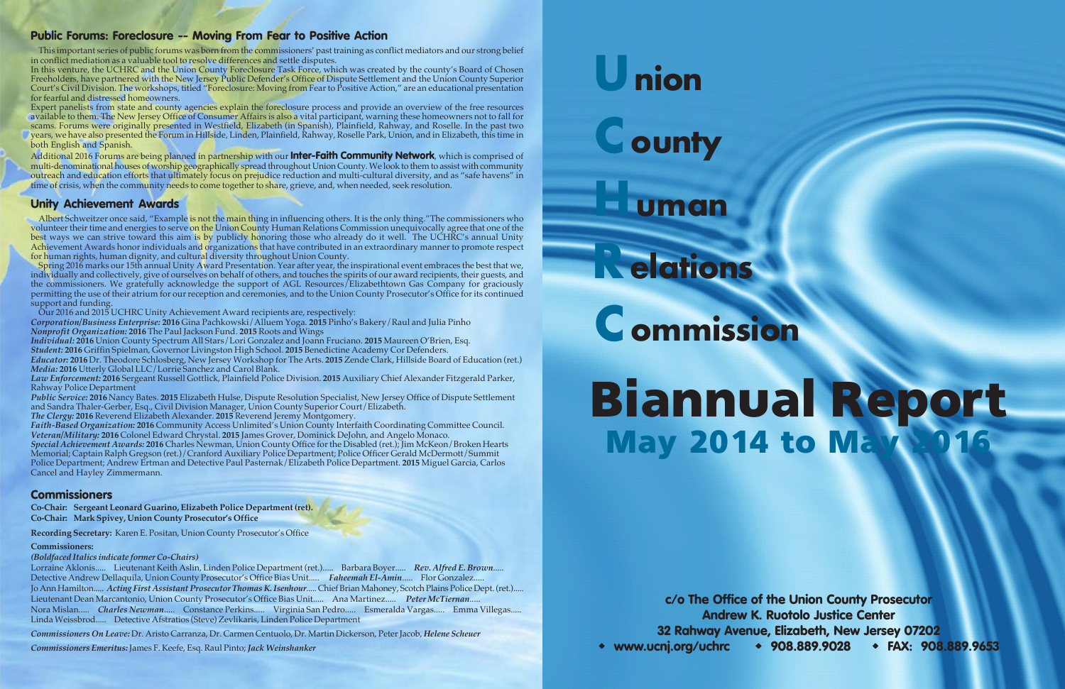## Public Forums: Foreclosure -- Moving From Fear to Positive Action

This important series of public forums was born from the commissioners' past training as conflict mediators and our strong belief in conflict mediation as a valuable tool to resolve differences and settle disputes.

In this venture, the UCHRC and the Union County Foreclosure Task Force, which was created by the county's Board of Chosen Freeholders, have partnered with the New Jersey Public Defender's Office of Dispute Settlement and the Union County Superior Court's Civil Division. The workshops, titled "Foreclosure: Moving from Fear to Positive Action," are an educational presentation for fearful and distressed homeowners.

Expert panelists from state and county agencies explain the foreclosure process and provide an overview of the free resources available to them. The New Jersey Office of Consumer Affairs is also a vital participant, warning these homeowners not to fall for scams. Forums were originally presented in Westfield, Elizabeth (in Spanish), Plainfield, Rahway, and Roselle. In the past two years, we have also presented the Forum in Hillside, Linden, Plainfield, Rahway, Roselle Park, Union, and in Elizabeth, this time in both English and Spanish.

Additional 2016 Forums are being planned in partnership with our **Inter-Faith Community Network**, which is comprised of multi-denominational houses of worship geographically spread throughout Union County. We look to them to assist with community outreach and education efforts that ultimately focus on prejudice reduction and multi-cultural diversity, and as "safe havens" in time of crisis, when the community needs to come together to share, grieve, and, when needed, seek resolution.

## Unity Achievement Awards

Albert Schweitzer once said, "Example is not the main thing in influencing others. It is the only thing." The commissioners who volunteer their time and energies to serve on the Union County Human Relations Commission unequivocally agree that one of the best ways we can strive toward this aim is by publicly honoring those who already do it well. The UCHRC's annual Unity Achievement Awards honor individuals and organizations that have contributed in an extraordinary manner to promote respect for human rights, human dignity, and cultural diversity throughout Union County.

Spring 2016 marks our 15th annual Unity Award Presentation. Year after year, the inspirational event embraces the best that we, individually and collectively, give of ourselves on behalf of others, and touches the spirits of our award recipients, their guests, and the commissioners. We gratefully acknowledge the support of AGL Resources/Elizabethtown Gas Company for graciously permitting the use of their atrium for our reception and ceremonies, and to the Union County Prosecutor's Office for its continued support and funding.

Our 2016 and 2015 UCHRC Unity Achievement Award recipients are, respectively:

***Corporation/Business Enterprise:*** **2016** Gina Pachkowski/Alluem Yoga. **2015** Pinho's Bakery/Raul and Julia Pinho
***Nonprofit Organization:*** **2016** The Paul Jackson Fund. **2015** Roots and Wings
***Individual:*** **2016** Union County Spectrum All Stars/Lori Gonzalez and Joann Fruciano. **2015** Maureen O'Brien, Esq.
***Student:*** **2016** Griffin Spielman, Governor Livingston High School. **2015** Benedictine Academy Cor Defenders.
***Educator:*** **2016** Dr. Theodore Schlosberg, New Jersey Workshop for The Arts. **2015** Zende Clark, Hillside Board of Education (ret.)
***Media:*** **2016** Utterly Global LLC/Lorrie Sanchez and Carol Blank.
***Law Enforcement:*** **2016** Sergeant Russell Gottlick, Plainfield Police Division. **2015** Auxiliary Chief Alexander Fitzgerald Parker, Rahway Police Department
***Public Service:*** **2016** Nancy Bates. **2015** Elizabeth Hulse, Dispute Resolution Specialist, New Jersey Office of Dispute Settlement and Sandra Thaler-Gerber, Esq., Civil Division Manager, Union County Superior Court/Elizabeth.
***The Clergy:*** **2016** Reverend Elizabeth Alexander. **2015** Reverend Jeremy Montgomery.
***Faith-Based Organization:*** **2016** Community Access Unlimited's Union County Interfaith Coordinating Committee Council.
***Veteran/Military:*** **2016** Colonel Edward Chrystal. **2015** James Grover, Dominick DeJohn, and Angelo Monaco.
***Special Achievement Awards:*** **2016** Charles Newman, Union County Office for the Disabled (ret.); Jim McKeon/Broken Hearts Memorial; Captain Ralph Gregson (ret.)/Cranford Auxiliary Police Department; Police Officer Gerald McDermott/Summit Police Department; Andrew Ertman and Detective Paul Pasternak/Elizabeth Police Department. **2015** Miguel Garcia, Carlos Cancel and Hayley Zimmermann.

## Commissioners

**Co-Chair: Sergeant Leonard Guarino, Elizabeth Police Department (ret).**
**Co-Chair: Mark Spivey, Union County Prosecutor's Office**

**Recording Secretary:** Karen E. Positan, Union County Prosecutor's Office

**Commissioners:**
***(Boldfaced Italics indicate former Co-Chairs)***

Lorraine Aklonis..... Lieutenant Keith Aslin, Linden Police Department (ret.)..... Barbara Boyer..... ***Rev. Alfred E. Brown*****.....** Detective Andrew Dellaquila, Union County Prosecutor's Office Bias Unit..... ***Faheemah El-Amin*****.....** Flor Gonzalez..... Jo Ann Hamilton..... ***Acting First Assistant Prosecutor Thomas K. Isenhour*****.....** Chief Brian Mahoney, Scotch Plains Police Dept. (ret.)..... Lieutenant Dean Marcantonio, Union County Prosecutor's Office Bias Unit..... Ana Martinez..... ***Peter McTiernan*****.....** Nora Mislan..... ***Charles Newman*****.....** Constance Perkins..... Virginia San Pedro..... Esmeralda Vargas..... Emma Villegas..... Linda Weissbrod..... Detective Afstratios (Steve) Zevlikaris, Linden Police Department

***Commissioners On Leave:*** Dr. Aristo Carranza, Dr. Carmen Centuolo, Dr. Martin Dickerson, Peter Jacob, ***Helene Scheuer***

***Commissioners Emeritus:*** James F. Keefe, Esq. Raul Pinto; ***Jack Weinshanker***

# Union County Human Relations Commission

# Biannual Report

## May 2014 to May 2016

c/o The Office of the Union County Prosecutor
Andrew K. Ruotolo Justice Center
32 Rahway Avenue, Elizabeth, New Jersey 07202
◆ www.ucnj.org/uchrc ◆ 908.889.9028 ◆ FAX: 908.889.9653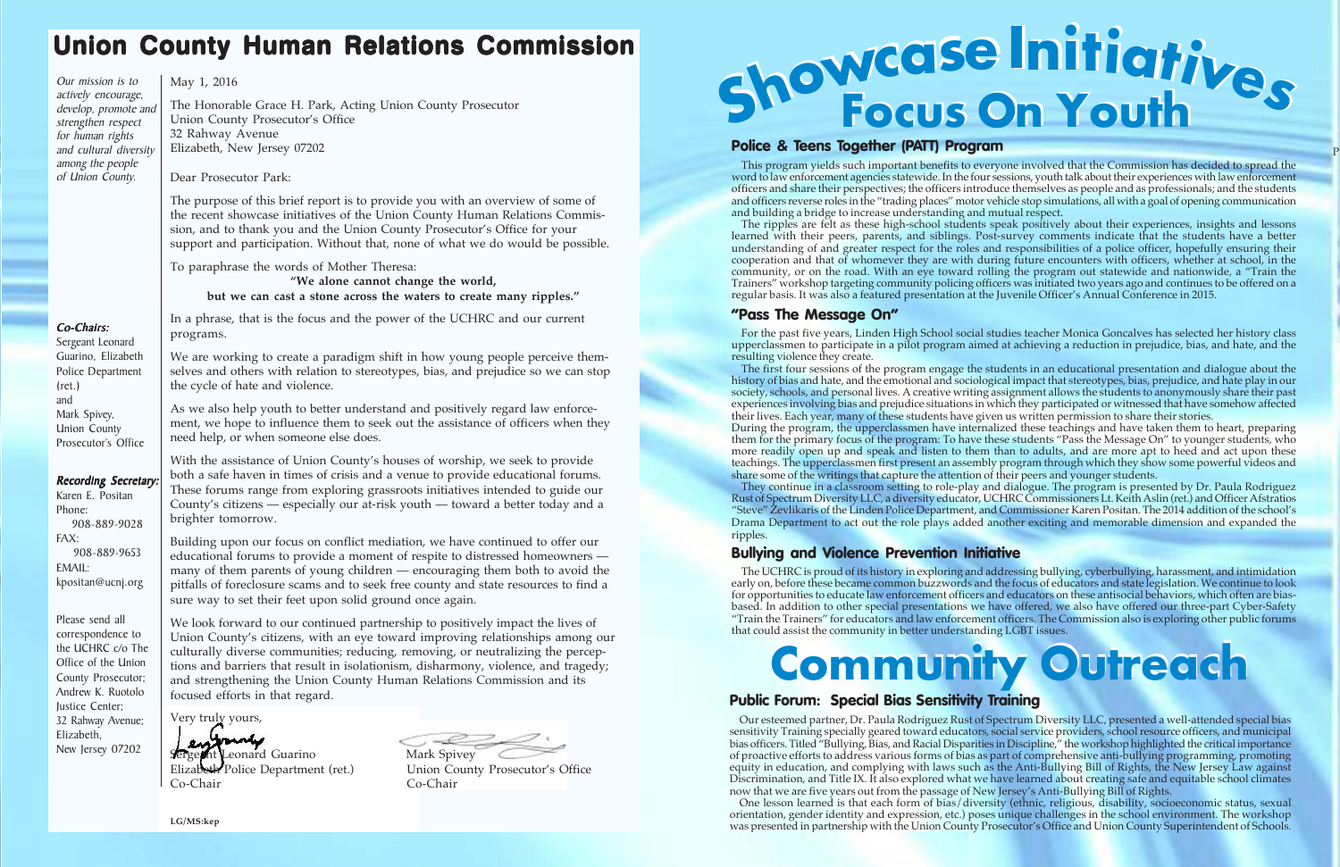# Union County Human Relations Commission

*Our mission is to actively encourage, develop, promote and strengthen respect for human rights and cultural diversity among the people of Union County.*

***Co-Chairs:***
Sergeant Leonard Guarino, Elizabeth Police Department (ret.)
and
Mark Spivey, Union County Prosecutor's Office

***Recording Secretary:***
Karen E. Positan
Phone: 908-889-9028
FAX: 908-889-9653
EMAIL: kpositan@ucnj.org

Please send all correspondence to the UCHRC c/o The Office of the Union County Prosecutor; Andrew K. Ruotolo Justice Center; 32 Rahway Avenue; Elizabeth, New Jersey 07202

May 1, 2016

The Honorable Grace H. Park, Acting Union County Prosecutor
Union County Prosecutor's Office
32 Rahway Avenue
Elizabeth, New Jersey 07202

Dear Prosecutor Park:

The purpose of this brief report is to provide you with an overview of some of the recent showcase initiatives of the Union County Human Relations Commission, and to thank you and the Union County Prosecutor's Office for your support and participation. Without that, none of what we do would be possible.

To paraphrase the words of Mother Theresa:

**"We alone cannot change the world,
but we can cast a stone across the waters to create many ripples."**

In a phrase, that is the focus and the power of the UCHRC and our current programs.

We are working to create a paradigm shift in how young people perceive themselves and others with relation to stereotypes, bias, and prejudice so we can stop the cycle of hate and violence.

As we also help youth to better understand and positively regard law enforcement, we hope to influence them to seek out the assistance of officers when they need help, or when someone else does.

With the assistance of Union County's houses of worship, we seek to provide both a safe haven in times of crisis and a venue to provide educational forums. These forums range from exploring grassroots initiatives intended to guide our County's citizens — especially our at-risk youth — toward a better today and a brighter tomorrow.

Building upon our focus on conflict mediation, we have continued to offer our educational forums to provide a moment of respite to distressed homeowners — many of them parents of young children — encouraging them both to avoid the pitfalls of foreclosure scams and to seek free county and state resources to find a sure way to set their feet upon solid ground once again.

We look forward to our continued partnership to positively impact the lives of Union County's citizens, with an eye toward improving relationships among our culturally diverse communities; reducing, removing, or neutralizing the perceptions and barriers that result in isolationism, disharmony, violence, and tragedy; and strengthening the Union County Human Relations Commission and its focused efforts in that regard.

Very truly yours,

Sergeant Leonard Guarino
Elizabeth Police Department (ret.)
Co-Chair

Mark Spivey
Union County Prosecutor's Office
Co-Chair

LG/MS:kep

# Showcase Initiatives
## Focus On Youth

### Police & Teens Together (PATT) Program

This program yields such important benefits to everyone involved that the Commission has decided to spread the word to law enforcement agencies statewide. In the four sessions, youth talk about their experiences with law enforcement officers and share their perspectives; the officers introduce themselves as people and as professionals; and the students and officers reverse roles in the "trading places" motor vehicle stop simulations, all with a goal of opening communication and building a bridge to increase understanding and mutual respect.

The ripples are felt as these high-school students speak positively about their experiences, insights and lessons learned with their peers, parents, and siblings. Post-survey comments indicate that the students have a better understanding of and greater respect for the roles and responsibilities of a police officer, hopefully ensuring their cooperation and that of whomever they are with during future encounters with officers, whether at school, in the community, or on the road. With an eye toward rolling the program out statewide and nationwide, a "Train the Trainers" workshop targeting community policing officers was initiated two years ago and continues to be offered on a regular basis. It was also a featured presentation at the Juvenile Officer's Annual Conference in 2015.

### "Pass The Message On"

For the past five years, Linden High School social studies teacher Monica Goncalves has selected her history class upperclassmen to participate in a pilot program aimed at achieving a reduction in prejudice, bias, and hate, and the resulting violence they create.

The first four sessions of the program engage the students in an educational presentation and dialogue about the history of bias and hate, and the emotional and sociological impact that stereotypes, bias, prejudice, and hate play in our society, schools, and personal lives. A creative writing assignment allows the students to anonymously share their past experiences involving bias and prejudice situations in which they participated or witnessed that have somehow affected their lives. Each year, many of these students have given us written permission to share their stories.

During the program, the upperclassmen have internalized these teachings and have taken them to heart, preparing them for the primary focus of the program: To have these students "Pass the Message On" to younger students, who more readily open up and speak and listen to them than to adults, and are more apt to heed and act upon these teachings. The upperclassmen first present an assembly program through which they show some powerful videos and share some of the writings that capture the attention of their peers and younger students.

They continue in a classroom setting to role-play and dialogue. The program is presented by Dr. Paula Rodriguez Rust of Spectrum Diversity LLC, a diversity educator, UCHRC Commissioners Lt. Keith Aslin (ret.) and Officer Afstratios "Steve" Zevlikaris of the Linden Police Department, and Commissioner Karen Positan. The 2014 addition of the school's Drama Department to act out the role plays added another exciting and memorable dimension and expanded the ripples.

### Bullying and Violence Prevention Initiative

The UCHRC is proud of its history in exploring and addressing bullying, cyberbullying, harassment, and intimidation early on, before these became common buzzwords and the focus of educators and state legislation. We continue to look for opportunities to educate law enforcement officers and educators on these antisocial behaviors, which often are bias-based. In addition to other special presentations we have offered, we also have offered our three-part Cyber-Safety "Train the Trainers" for educators and law enforcement officers. The Commission also is exploring other public forums that could assist the community in better understanding LGBT issues.

# Community Outreach

### Public Forum: Special Bias Sensitivity Training

Our esteemed partner, Dr. Paula Rodriguez Rust of Spectrum Diversity LLC, presented a well-attended special bias sensitivity Training specially geared toward educators, social service providers, school resource officers, and municipal bias officers. Titled "Bullying, Bias, and Racial Disparities in Discipline," the workshop highlighted the critical importance of proactive efforts to address various forms of bias as part of comprehensive anti-bullying programming, promoting equity in education, and complying with laws such as the Anti-Bullying Bill of Rights, the New Jersey Law against Discrimination, and Title IX. It also explored what we have learned about creating safe and equitable school climates now that we are five years out from the passage of New Jersey's Anti-Bullying Bill of Rights.

One lesson learned is that each form of bias/diversity (ethnic, religious, disability, socioeconomic status, sexual orientation, gender identity and expression, etc.) poses unique challenges in the school environment. The workshop was presented in partnership with the Union County Prosecutor's Office and Union County Superintendent of Schools.